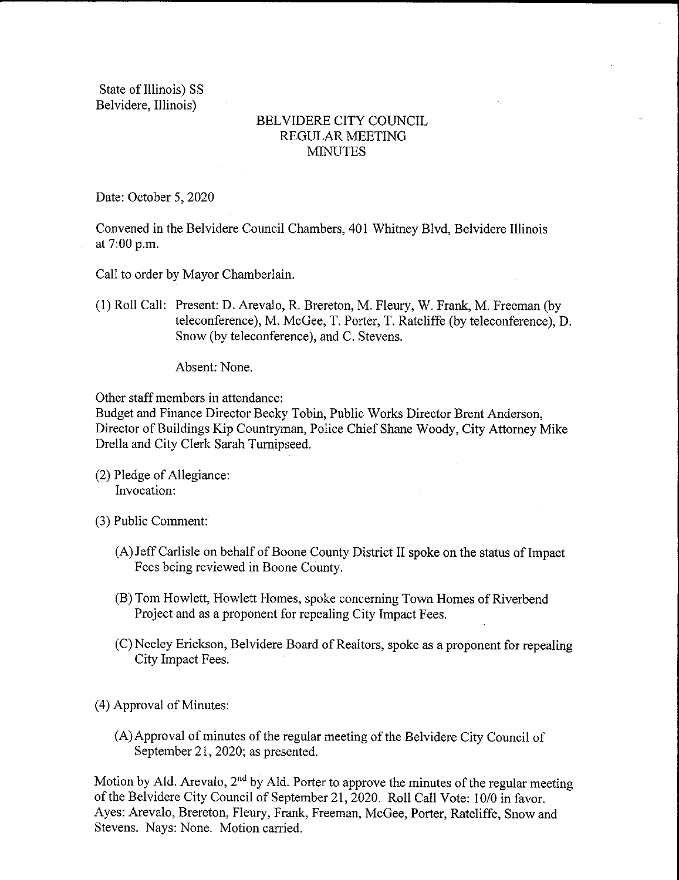State of Illinois) SS
Belvidere, Illinois)

# BELVIDERE CITY COUNCIL
## REGULAR MEETING
## MINUTES

Date: October 5, 2020

Convened in the Belvidere Council Chambers, 401 Whitney Blvd, Belvidere Illinois at 7:00 p.m.

Call to order by Mayor Chamberlain.

(1) Roll Call: Present: D. Arevalo, R. Brereton, M. Fleury, W. Frank, M. Freeman (by teleconference), M. McGee, T. Porter, T. Ratcliffe (by teleconference), D. Snow (by teleconference), and C. Stevens.

Absent: None.

Other staff members in attendance:
Budget and Finance Director Becky Tobin, Public Works Director Brent Anderson, Director of Buildings Kip Countryman, Police Chief Shane Woody, City Attorney Mike Drella and City Clerk Sarah Turnipseed.

(2) Pledge of Allegiance:
Invocation:

(3) Public Comment:

(A) Jeff Carlisle on behalf of Boone County District II spoke on the status of Impact Fees being reviewed in Boone County.

(B) Tom Howlett, Howlett Homes, spoke concerning Town Homes of Riverbend Project and as a proponent for repealing City Impact Fees.

(C) Neeley Erickson, Belvidere Board of Realtors, spoke as a proponent for repealing City Impact Fees.

(4) Approval of Minutes:

(A) Approval of minutes of the regular meeting of the Belvidere City Council of September 21, 2020; as presented.

Motion by Ald. Arevalo, 2nd by Ald. Porter to approve the minutes of the regular meeting of the Belvidere City Council of September 21, 2020. Roll Call Vote: 10/0 in favor. Ayes: Arevalo, Brereton, Fleury, Frank, Freeman, McGee, Porter, Ratcliffe, Snow and Stevens. Nays: None. Motion carried.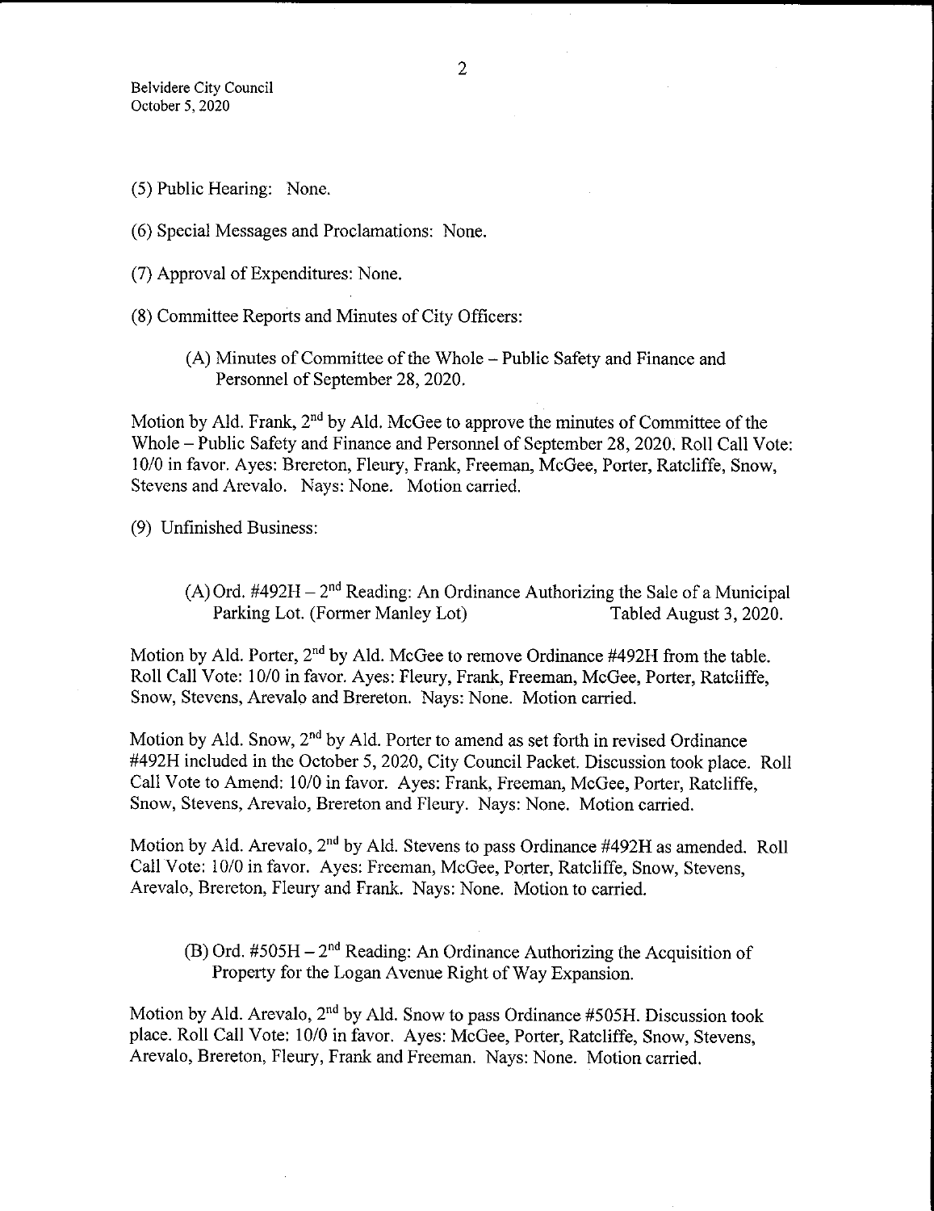(5) Public Hearing: None.

(6) Special Messages and Proclamations: None.

(7) Approval of Expenditures: None.

(8) Committee Reports and Minutes of City Officers:

(A) Minutes of Committee of the Whole – Public Safety and Finance and Personnel of September 28, 2020.

Motion by Ald. Frank, 2nd by Ald. McGee to approve the minutes of Committee of the Whole – Public Safety and Finance and Personnel of September 28, 2020. Roll Call Vote: 10/0 in favor. Ayes: Brereton, Fleury, Frank, Freeman, McGee, Porter, Ratcliffe, Snow, Stevens and Arevalo. Nays: None. Motion carried.

(9) Unfinished Business:

(A) Ord. #492H – 2nd Reading: An Ordinance Authorizing the Sale of a Municipal Parking Lot. (Former Manley Lot) Tabled August 3, 2020.

Motion by Ald. Porter, 2nd by Ald. McGee to remove Ordinance #492H from the table. Roll Call Vote: 10/0 in favor. Ayes: Fleury, Frank, Freeman, McGee, Porter, Ratcliffe, Snow, Stevens, Arevalo and Brereton. Nays: None. Motion carried.

Motion by Ald. Snow, 2nd by Ald. Porter to amend as set forth in revised Ordinance #492H included in the October 5, 2020, City Council Packet. Discussion took place. Roll Call Vote to Amend: 10/0 in favor. Ayes: Frank, Freeman, McGee, Porter, Ratcliffe, Snow, Stevens, Arevalo, Brereton and Fleury. Nays: None. Motion carried.

Motion by Ald. Arevalo, 2nd by Ald. Stevens to pass Ordinance #492H as amended. Roll Call Vote: 10/0 in favor. Ayes: Freeman, McGee, Porter, Ratcliffe, Snow, Stevens, Arevalo, Brereton, Fleury and Frank. Nays: None. Motion to carried.

(B) Ord. #505H – 2nd Reading: An Ordinance Authorizing the Acquisition of Property for the Logan Avenue Right of Way Expansion.

Motion by Ald. Arevalo, 2nd by Ald. Snow to pass Ordinance #505H. Discussion took place. Roll Call Vote: 10/0 in favor. Ayes: McGee, Porter, Ratcliffe, Snow, Stevens, Arevalo, Brereton, Fleury, Frank and Freeman. Nays: None. Motion carried.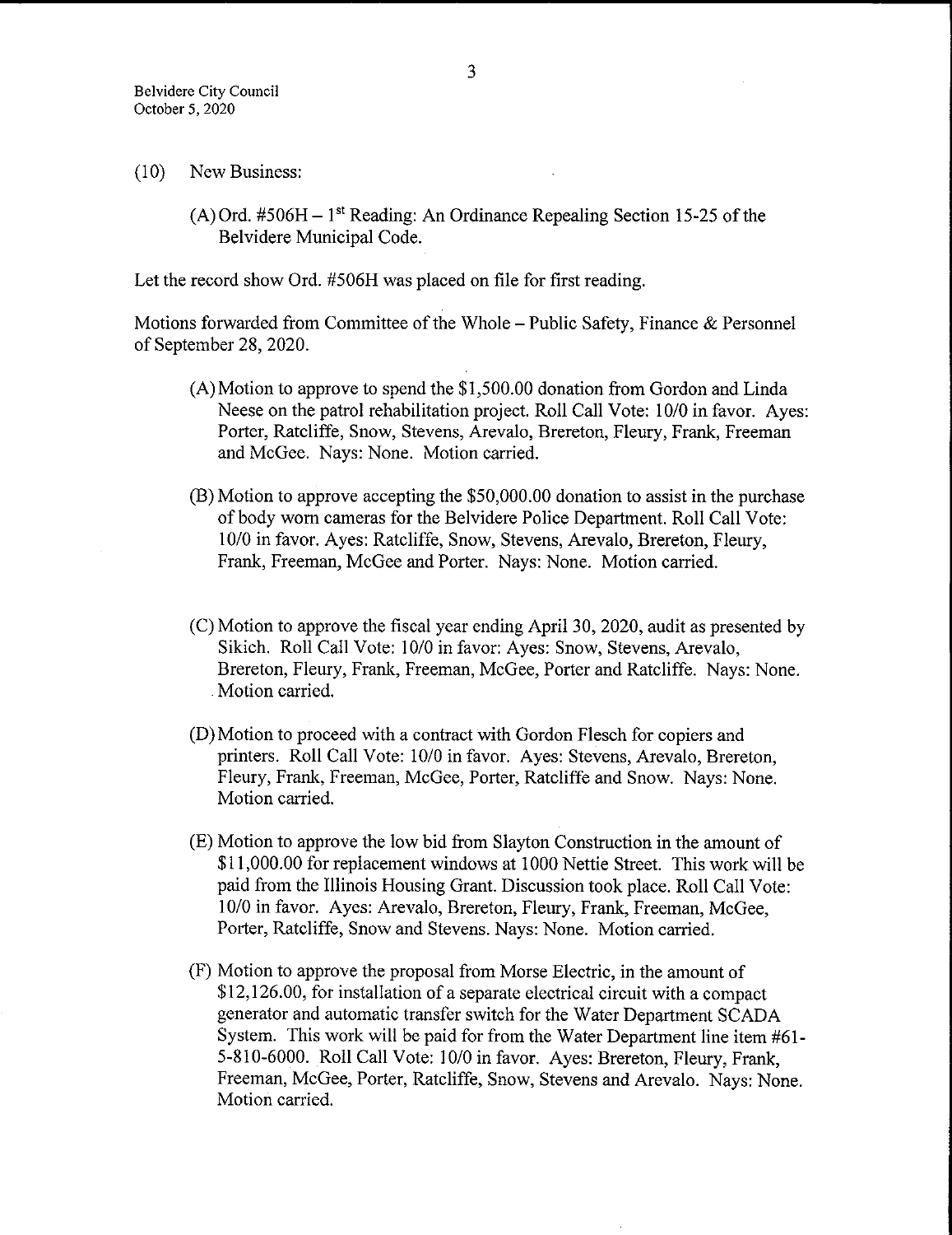(10) New Business:

(A) Ord. #506H – 1st Reading: An Ordinance Repealing Section 15-25 of the Belvidere Municipal Code.

Let the record show Ord. #506H was placed on file for first reading.

Motions forwarded from Committee of the Whole – Public Safety, Finance & Personnel of September 28, 2020.

(A) Motion to approve to spend the $1,500.00 donation from Gordon and Linda Neese on the patrol rehabilitation project. Roll Call Vote: 10/0 in favor. Ayes: Porter, Ratcliffe, Snow, Stevens, Arevalo, Brereton, Fleury, Frank, Freeman and McGee. Nays: None. Motion carried.

(B) Motion to approve accepting the $50,000.00 donation to assist in the purchase of body worn cameras for the Belvidere Police Department. Roll Call Vote: 10/0 in favor. Ayes: Ratcliffe, Snow, Stevens, Arevalo, Brereton, Fleury, Frank, Freeman, McGee and Porter. Nays: None. Motion carried.

(C) Motion to approve the fiscal year ending April 30, 2020, audit as presented by Sikich. Roll Call Vote: 10/0 in favor: Ayes: Snow, Stevens, Arevalo, Brereton, Fleury, Frank, Freeman, McGee, Porter and Ratcliffe. Nays: None. Motion carried.

(D) Motion to proceed with a contract with Gordon Flesch for copiers and printers. Roll Call Vote: 10/0 in favor. Ayes: Stevens, Arevalo, Brereton, Fleury, Frank, Freeman, McGee, Porter, Ratcliffe and Snow. Nays: None. Motion carried.

(E) Motion to approve the low bid from Slayton Construction in the amount of $11,000.00 for replacement windows at 1000 Nettie Street. This work will be paid from the Illinois Housing Grant. Discussion took place. Roll Call Vote: 10/0 in favor. Ayes: Arevalo, Brereton, Fleury, Frank, Freeman, McGee, Porter, Ratcliffe, Snow and Stevens. Nays: None. Motion carried.

(F) Motion to approve the proposal from Morse Electric, in the amount of $12,126.00, for installation of a separate electrical circuit with a compact generator and automatic transfer switch for the Water Department SCADA System. This work will be paid for from the Water Department line item #61-5-810-6000. Roll Call Vote: 10/0 in favor. Ayes: Brereton, Fleury, Frank, Freeman, McGee, Porter, Ratcliffe, Snow, Stevens and Arevalo. Nays: None. Motion carried.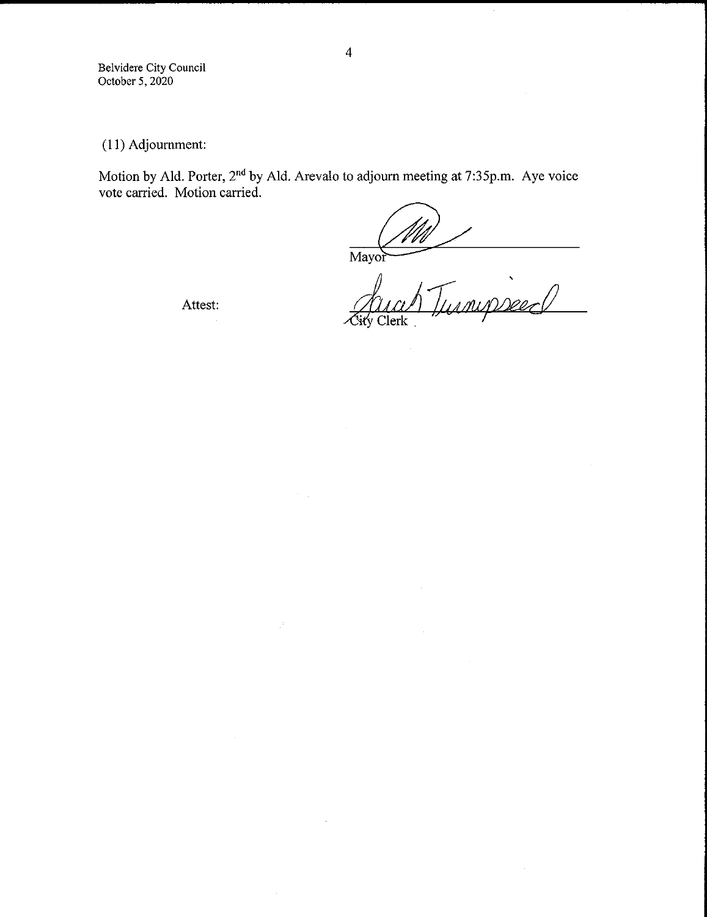(11) Adjournment:

Motion by Ald. Porter, 2nd by Ald. Arevalo to adjourn meeting at 7:35p.m. Aye voice vote carried. Motion carried.

Mayor

Attest:

City Clerk